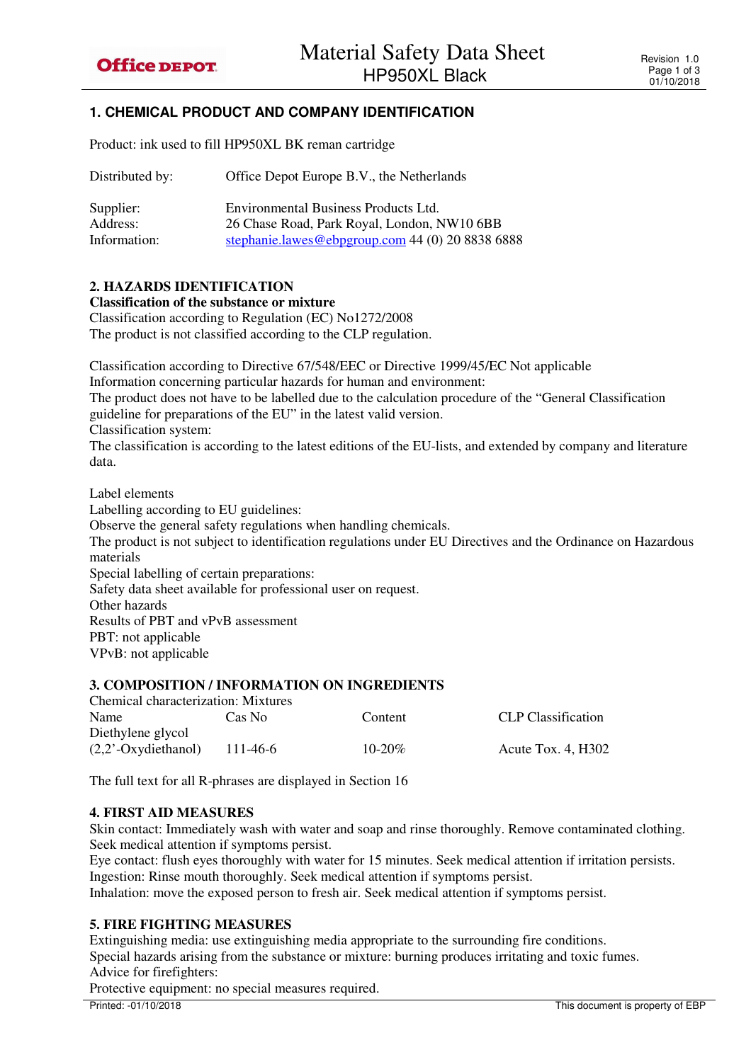# Material Safety Data Sheet
## HP950XL Black

### 1. CHEMICAL PRODUCT AND COMPANY IDENTIFICATION

Product: ink used to fill HP950XL BK reman cartridge

Distributed by: Office Depot Europe B.V., the Netherlands

Supplier: Environmental Business Products Ltd.
Address: 26 Chase Road, Park Royal, London, NW10 6BB
Information: stephanie.lawes@ebpgroup.com 44 (0) 20 8838 6888

### 2. HAZARDS IDENTIFICATION

**Classification of the substance or mixture**

Classification according to Regulation (EC) No1272/2008
The product is not classified according to the CLP regulation.

Classification according to Directive 67/548/EEC or Directive 1999/45/EC Not applicable
Information concerning particular hazards for human and environment:
The product does not have to be labelled due to the calculation procedure of the "General Classification guideline for preparations of the EU" in the latest valid version.
Classification system:
The classification is according to the latest editions of the EU-lists, and extended by company and literature data.

Label elements
Labelling according to EU guidelines:
Observe the general safety regulations when handling chemicals.
The product is not subject to identification regulations under EU Directives and the Ordinance on Hazardous materials
Special labelling of certain preparations:
Safety data sheet available for professional user on request.
Other hazards
Results of PBT and vPvB assessment
PBT: not applicable
VPvB: not applicable

### 3. COMPOSITION / INFORMATION ON INGREDIENTS

Chemical characterization: Mixtures

| Name | Cas No | Content | CLP Classification |
|---|---|---|---|
| Diethylene glycol (2,2'-Oxydiethanol) | 111-46-6 | 10-20% | Acute Tox. 4, H302 |

The full text for all R-phrases are displayed in Section 16

### 4. FIRST AID MEASURES

Skin contact: Immediately wash with water and soap and rinse thoroughly. Remove contaminated clothing. Seek medical attention if symptoms persist.
Eye contact: flush eyes thoroughly with water for 15 minutes. Seek medical attention if irritation persists.
Ingestion: Rinse mouth thoroughly. Seek medical attention if symptoms persist.
Inhalation: move the exposed person to fresh air. Seek medical attention if symptoms persist.

### 5. FIRE FIGHTING MEASURES

Extinguishing media: use extinguishing media appropriate to the surrounding fire conditions.
Special hazards arising from the substance or mixture: burning produces irritating and toxic fumes.
Advice for firefighters:
Protective equipment: no special measures required.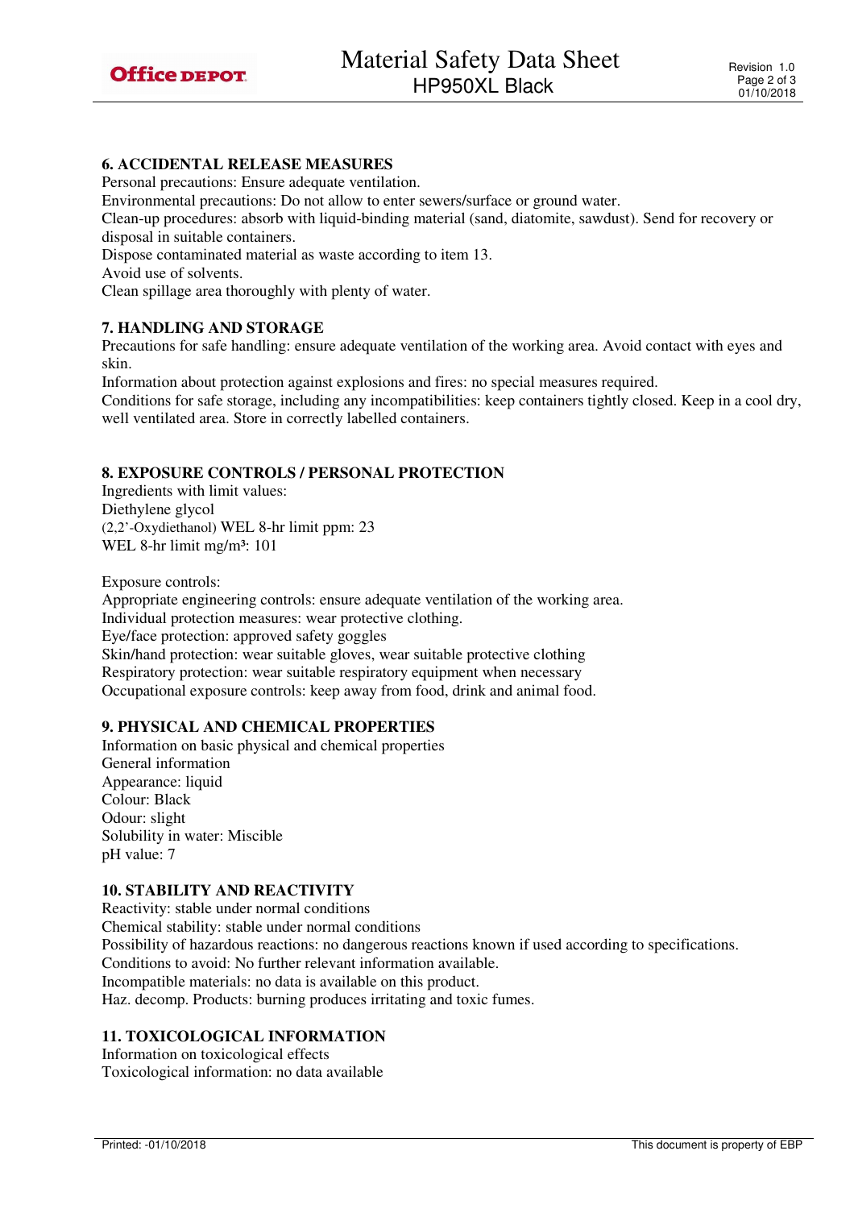## 6. ACCIDENTAL RELEASE MEASURES

Personal precautions: Ensure adequate ventilation.
Environmental precautions: Do not allow to enter sewers/surface or ground water.
Clean-up procedures: absorb with liquid-binding material (sand, diatomite, sawdust). Send for recovery or disposal in suitable containers.
Dispose contaminated material as waste according to item 13.
Avoid use of solvents.
Clean spillage area thoroughly with plenty of water.

## 7. HANDLING AND STORAGE

Precautions for safe handling: ensure adequate ventilation of the working area. Avoid contact with eyes and skin.
Information about protection against explosions and fires: no special measures required.
Conditions for safe storage, including any incompatibilities: keep containers tightly closed. Keep in a cool dry, well ventilated area. Store in correctly labelled containers.

## 8. EXPOSURE CONTROLS / PERSONAL PROTECTION

Ingredients with limit values:
Diethylene glycol
(2,2'-Oxydiethanol) WEL 8-hr limit ppm: 23
WEL 8-hr limit mg/m³: 101

Exposure controls:
Appropriate engineering controls: ensure adequate ventilation of the working area.
Individual protection measures: wear protective clothing.
Eye/face protection: approved safety goggles
Skin/hand protection: wear suitable gloves, wear suitable protective clothing
Respiratory protection: wear suitable respiratory equipment when necessary
Occupational exposure controls: keep away from food, drink and animal food.

## 9. PHYSICAL AND CHEMICAL PROPERTIES

Information on basic physical and chemical properties
General information
Appearance: liquid
Colour: Black
Odour: slight
Solubility in water: Miscible
pH value: 7

## 10. STABILITY AND REACTIVITY

Reactivity: stable under normal conditions
Chemical stability: stable under normal conditions
Possibility of hazardous reactions: no dangerous reactions known if used according to specifications.
Conditions to avoid: No further relevant information available.
Incompatible materials: no data is available on this product.
Haz. decomp. Products: burning produces irritating and toxic fumes.

## 11. TOXICOLOGICAL INFORMATION

Information on toxicological effects
Toxicological information: no data available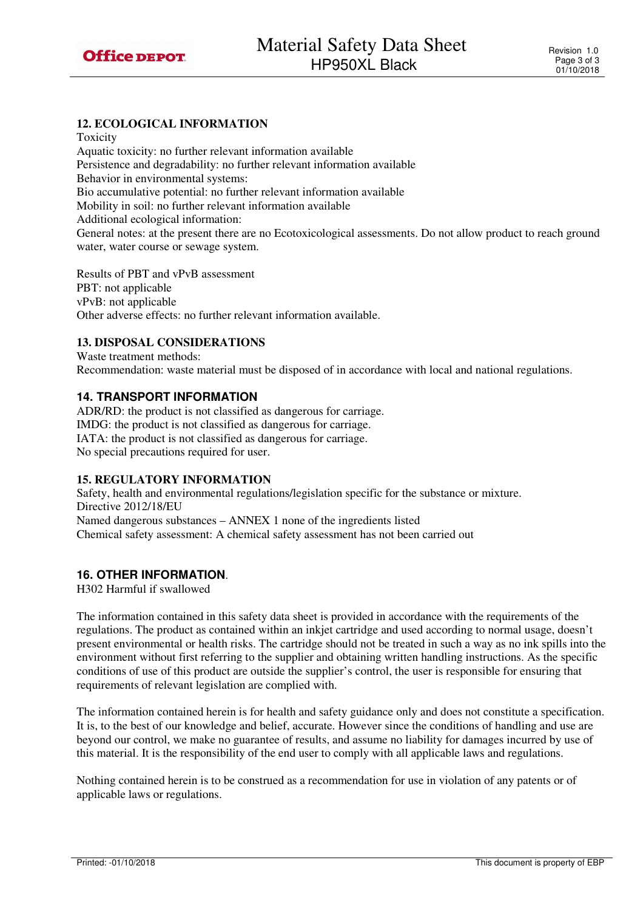## 12. ECOLOGICAL INFORMATION

Toxicity
Aquatic toxicity: no further relevant information available
Persistence and degradability: no further relevant information available
Behavior in environmental systems:
Bio accumulative potential: no further relevant information available
Mobility in soil: no further relevant information available
Additional ecological information:
General notes: at the present there are no Ecotoxicological assessments. Do not allow product to reach ground water, water course or sewage system.

Results of PBT and vPvB assessment
PBT: not applicable
vPvB: not applicable
Other adverse effects: no further relevant information available.

## 13. DISPOSAL CONSIDERATIONS

Waste treatment methods:
Recommendation: waste material must be disposed of in accordance with local and national regulations.

## 14. TRANSPORT INFORMATION

ADR/RD: the product is not classified as dangerous for carriage.
IMDG: the product is not classified as dangerous for carriage.
IATA: the product is not classified as dangerous for carriage.
No special precautions required for user.

## 15. REGULATORY INFORMATION

Safety, health and environmental regulations/legislation specific for the substance or mixture.
Directive 2012/18/EU
Named dangerous substances – ANNEX 1 none of the ingredients listed
Chemical safety assessment: A chemical safety assessment has not been carried out

## 16. OTHER INFORMATION.

H302 Harmful if swallowed

The information contained in this safety data sheet is provided in accordance with the requirements of the regulations. The product as contained within an inkjet cartridge and used according to normal usage, doesn't present environmental or health risks. The cartridge should not be treated in such a way as no ink spills into the environment without first referring to the supplier and obtaining written handling instructions. As the specific conditions of use of this product are outside the supplier's control, the user is responsible for ensuring that requirements of relevant legislation are complied with.

The information contained herein is for health and safety guidance only and does not constitute a specification. It is, to the best of our knowledge and belief, accurate. However since the conditions of handling and use are beyond our control, we make no guarantee of results, and assume no liability for damages incurred by use of this material. It is the responsibility of the end user to comply with all applicable laws and regulations.

Nothing contained herein is to be construed as a recommendation for use in violation of any patents or of applicable laws or regulations.